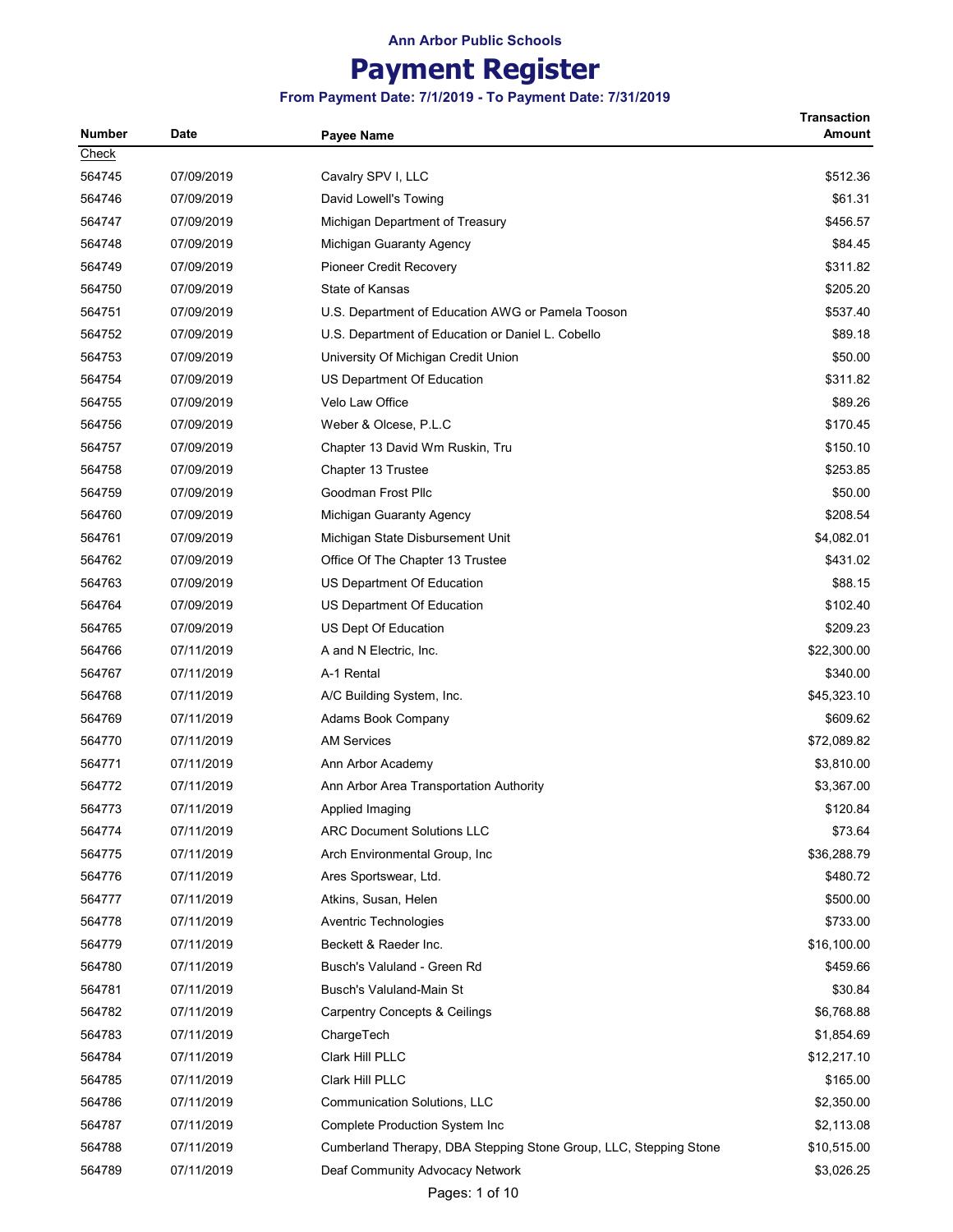Ann Arbor Public Schools

# Payment Register

**From Payment Date: 7/1/2019 - To Payment Date: 7/31/2019**

| Number | Date | Payee Name | Transaction Amount |
|---|---|---|---|
| Check | | | |
| 564745 | 07/09/2019 | Cavalry SPV I, LLC | $512.36 |
| 564746 | 07/09/2019 | David Lowell's Towing | $61.31 |
| 564747 | 07/09/2019 | Michigan Department of Treasury | $456.57 |
| 564748 | 07/09/2019 | Michigan Guaranty Agency | $84.45 |
| 564749 | 07/09/2019 | Pioneer Credit Recovery | $311.82 |
| 564750 | 07/09/2019 | State of Kansas | $205.20 |
| 564751 | 07/09/2019 | U.S. Department of Education AWG or Pamela Tooson | $537.40 |
| 564752 | 07/09/2019 | U.S. Department of Education or Daniel L. Cobello | $89.18 |
| 564753 | 07/09/2019 | University Of Michigan Credit Union | $50.00 |
| 564754 | 07/09/2019 | US Department Of Education | $311.82 |
| 564755 | 07/09/2019 | Velo Law Office | $89.26 |
| 564756 | 07/09/2019 | Weber & Olcese, P.L.C | $170.45 |
| 564757 | 07/09/2019 | Chapter 13 David Wm Ruskin, Tru | $150.10 |
| 564758 | 07/09/2019 | Chapter 13 Trustee | $253.85 |
| 564759 | 07/09/2019 | Goodman Frost Pllc | $50.00 |
| 564760 | 07/09/2019 | Michigan Guaranty Agency | $208.54 |
| 564761 | 07/09/2019 | Michigan State Disbursement Unit | $4,082.01 |
| 564762 | 07/09/2019 | Office Of The Chapter 13 Trustee | $431.02 |
| 564763 | 07/09/2019 | US Department Of Education | $88.15 |
| 564764 | 07/09/2019 | US Department Of Education | $102.40 |
| 564765 | 07/09/2019 | US Dept Of Education | $209.23 |
| 564766 | 07/11/2019 | A and N Electric, Inc. | $22,300.00 |
| 564767 | 07/11/2019 | A-1 Rental | $340.00 |
| 564768 | 07/11/2019 | A/C Building System, Inc. | $45,323.10 |
| 564769 | 07/11/2019 | Adams Book Company | $609.62 |
| 564770 | 07/11/2019 | AM Services | $72,089.82 |
| 564771 | 07/11/2019 | Ann Arbor Academy | $3,810.00 |
| 564772 | 07/11/2019 | Ann Arbor Area Transportation Authority | $3,367.00 |
| 564773 | 07/11/2019 | Applied Imaging | $120.84 |
| 564774 | 07/11/2019 | ARC Document Solutions LLC | $73.64 |
| 564775 | 07/11/2019 | Arch Environmental Group, Inc | $36,288.79 |
| 564776 | 07/11/2019 | Ares Sportswear, Ltd. | $480.72 |
| 564777 | 07/11/2019 | Atkins, Susan, Helen | $500.00 |
| 564778 | 07/11/2019 | Aventric Technologies | $733.00 |
| 564779 | 07/11/2019 | Beckett & Raeder Inc. | $16,100.00 |
| 564780 | 07/11/2019 | Busch's Valuland - Green Rd | $459.66 |
| 564781 | 07/11/2019 | Busch's Valuland-Main St | $30.84 |
| 564782 | 07/11/2019 | Carpentry Concepts & Ceilings | $6,768.88 |
| 564783 | 07/11/2019 | ChargeTech | $1,854.69 |
| 564784 | 07/11/2019 | Clark Hill PLLC | $12,217.10 |
| 564785 | 07/11/2019 | Clark Hill PLLC | $165.00 |
| 564786 | 07/11/2019 | Communication Solutions, LLC | $2,350.00 |
| 564787 | 07/11/2019 | Complete Production System Inc | $2,113.08 |
| 564788 | 07/11/2019 | Cumberland Therapy, DBA Stepping Stone Group, LLC, Stepping Stone | $10,515.00 |
| 564789 | 07/11/2019 | Deaf Community Advocacy Network | $3,026.25 |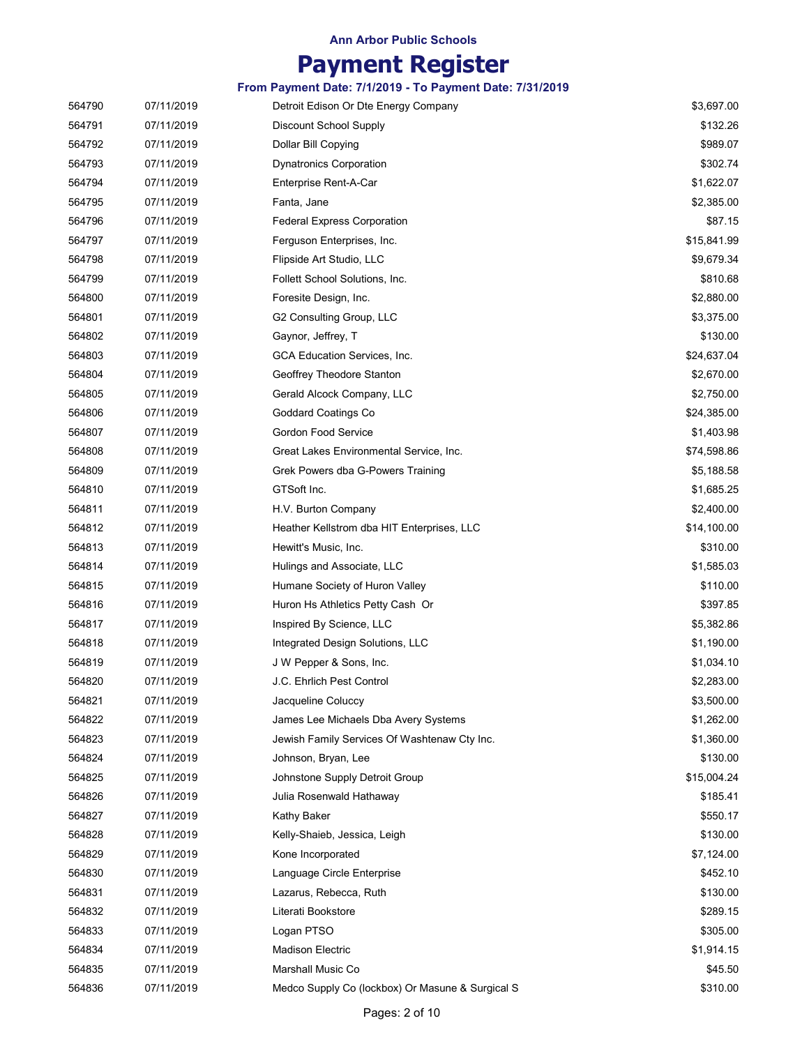**Ann Arbor Public Schools**

# Payment Register

**From Payment Date: 7/1/2019 - To Payment Date: 7/31/2019**

| | | | |
|---|---|---|---|
| 564790 | 07/11/2019 | Detroit Edison Or Dte Energy Company | $3,697.00 |
| 564791 | 07/11/2019 | Discount School Supply | $132.26 |
| 564792 | 07/11/2019 | Dollar Bill Copying | $989.07 |
| 564793 | 07/11/2019 | Dynatronics Corporation | $302.74 |
| 564794 | 07/11/2019 | Enterprise Rent-A-Car | $1,622.07 |
| 564795 | 07/11/2019 | Fanta, Jane | $2,385.00 |
| 564796 | 07/11/2019 | Federal Express Corporation | $87.15 |
| 564797 | 07/11/2019 | Ferguson Enterprises, Inc. | $15,841.99 |
| 564798 | 07/11/2019 | Flipside Art Studio, LLC | $9,679.34 |
| 564799 | 07/11/2019 | Follett School Solutions, Inc. | $810.68 |
| 564800 | 07/11/2019 | Foresite Design, Inc. | $2,880.00 |
| 564801 | 07/11/2019 | G2 Consulting Group, LLC | $3,375.00 |
| 564802 | 07/11/2019 | Gaynor, Jeffrey, T | $130.00 |
| 564803 | 07/11/2019 | GCA Education Services, Inc. | $24,637.04 |
| 564804 | 07/11/2019 | Geoffrey Theodore Stanton | $2,670.00 |
| 564805 | 07/11/2019 | Gerald Alcock Company, LLC | $2,750.00 |
| 564806 | 07/11/2019 | Goddard Coatings Co | $24,385.00 |
| 564807 | 07/11/2019 | Gordon Food Service | $1,403.98 |
| 564808 | 07/11/2019 | Great Lakes Environmental Service, Inc. | $74,598.86 |
| 564809 | 07/11/2019 | Grek Powers dba G-Powers Training | $5,188.58 |
| 564810 | 07/11/2019 | GTSoft Inc. | $1,685.25 |
| 564811 | 07/11/2019 | H.V. Burton Company | $2,400.00 |
| 564812 | 07/11/2019 | Heather Kellstrom dba HIT Enterprises, LLC | $14,100.00 |
| 564813 | 07/11/2019 | Hewitt's Music, Inc. | $310.00 |
| 564814 | 07/11/2019 | Hulings and Associate, LLC | $1,585.03 |
| 564815 | 07/11/2019 | Humane Society of Huron Valley | $110.00 |
| 564816 | 07/11/2019 | Huron Hs Athletics Petty Cash Or | $397.85 |
| 564817 | 07/11/2019 | Inspired By Science, LLC | $5,382.86 |
| 564818 | 07/11/2019 | Integrated Design Solutions, LLC | $1,190.00 |
| 564819 | 07/11/2019 | J W Pepper & Sons, Inc. | $1,034.10 |
| 564820 | 07/11/2019 | J.C. Ehrlich Pest Control | $2,283.00 |
| 564821 | 07/11/2019 | Jacqueline Coluccy | $3,500.00 |
| 564822 | 07/11/2019 | James Lee Michaels Dba Avery Systems | $1,262.00 |
| 564823 | 07/11/2019 | Jewish Family Services Of Washtenaw Cty Inc. | $1,360.00 |
| 564824 | 07/11/2019 | Johnson, Bryan, Lee | $130.00 |
| 564825 | 07/11/2019 | Johnstone Supply Detroit Group | $15,004.24 |
| 564826 | 07/11/2019 | Julia Rosenwald Hathaway | $185.41 |
| 564827 | 07/11/2019 | Kathy Baker | $550.17 |
| 564828 | 07/11/2019 | Kelly-Shaieb, Jessica, Leigh | $130.00 |
| 564829 | 07/11/2019 | Kone Incorporated | $7,124.00 |
| 564830 | 07/11/2019 | Language Circle Enterprise | $452.10 |
| 564831 | 07/11/2019 | Lazarus, Rebecca, Ruth | $130.00 |
| 564832 | 07/11/2019 | Literati Bookstore | $289.15 |
| 564833 | 07/11/2019 | Logan PTSO | $305.00 |
| 564834 | 07/11/2019 | Madison Electric | $1,914.15 |
| 564835 | 07/11/2019 | Marshall Music Co | $45.50 |
| 564836 | 07/11/2019 | Medco Supply Co (lockbox) Or Masune & Surgical S | $310.00 |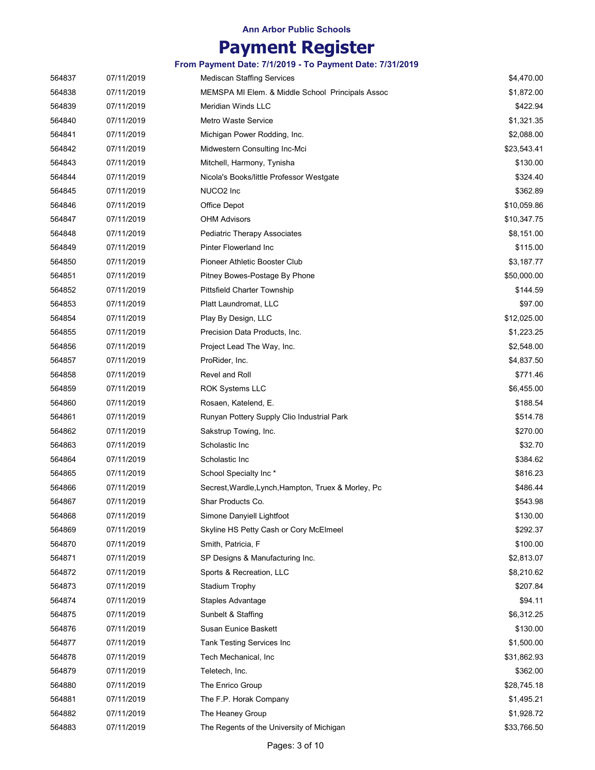**Ann Arbor Public Schools**

# Payment Register

**From Payment Date: 7/1/2019 - To Payment Date: 7/31/2019**

| | | | |
|---|---|---|---|
| 564837 | 07/11/2019 | Mediscan Staffing Services | $4,470.00 |
| 564838 | 07/11/2019 | MEMSPA MI Elem. & Middle School Principals Assoc | $1,872.00 |
| 564839 | 07/11/2019 | Meridian Winds LLC | $422.94 |
| 564840 | 07/11/2019 | Metro Waste Service | $1,321.35 |
| 564841 | 07/11/2019 | Michigan Power Rodding, Inc. | $2,088.00 |
| 564842 | 07/11/2019 | Midwestern Consulting Inc-Mci | $23,543.41 |
| 564843 | 07/11/2019 | Mitchell, Harmony, Tynisha | $130.00 |
| 564844 | 07/11/2019 | Nicola's Books/little Professor Westgate | $324.40 |
| 564845 | 07/11/2019 | NUCO2 Inc | $362.89 |
| 564846 | 07/11/2019 | Office Depot | $10,059.86 |
| 564847 | 07/11/2019 | OHM Advisors | $10,347.75 |
| 564848 | 07/11/2019 | Pediatric Therapy Associates | $8,151.00 |
| 564849 | 07/11/2019 | Pinter Flowerland Inc | $115.00 |
| 564850 | 07/11/2019 | Pioneer Athletic Booster Club | $3,187.77 |
| 564851 | 07/11/2019 | Pitney Bowes-Postage By Phone | $50,000.00 |
| 564852 | 07/11/2019 | Pittsfield Charter Township | $144.59 |
| 564853 | 07/11/2019 | Platt Laundromat, LLC | $97.00 |
| 564854 | 07/11/2019 | Play By Design, LLC | $12,025.00 |
| 564855 | 07/11/2019 | Precision Data Products, Inc. | $1,223.25 |
| 564856 | 07/11/2019 | Project Lead The Way, Inc. | $2,548.00 |
| 564857 | 07/11/2019 | ProRider, Inc. | $4,837.50 |
| 564858 | 07/11/2019 | Revel and Roll | $771.46 |
| 564859 | 07/11/2019 | ROK Systems LLC | $6,455.00 |
| 564860 | 07/11/2019 | Rosaen, Katelend, E. | $188.54 |
| 564861 | 07/11/2019 | Runyan Pottery Supply Clio Industrial Park | $514.78 |
| 564862 | 07/11/2019 | Sakstrup Towing, Inc. | $270.00 |
| 564863 | 07/11/2019 | Scholastic Inc | $32.70 |
| 564864 | 07/11/2019 | Scholastic Inc | $384.62 |
| 564865 | 07/11/2019 | School Specialty Inc * | $816.23 |
| 564866 | 07/11/2019 | Secrest,Wardle,Lynch,Hampton, Truex & Morley, Pc | $486.44 |
| 564867 | 07/11/2019 | Shar Products Co. | $543.98 |
| 564868 | 07/11/2019 | Simone Danyiell Lightfoot | $130.00 |
| 564869 | 07/11/2019 | Skyline HS Petty Cash or Cory McElmeel | $292.37 |
| 564870 | 07/11/2019 | Smith, Patricia, F | $100.00 |
| 564871 | 07/11/2019 | SP Designs & Manufacturing Inc. | $2,813.07 |
| 564872 | 07/11/2019 | Sports & Recreation, LLC | $8,210.62 |
| 564873 | 07/11/2019 | Stadium Trophy | $207.84 |
| 564874 | 07/11/2019 | Staples Advantage | $94.11 |
| 564875 | 07/11/2019 | Sunbelt & Staffing | $6,312.25 |
| 564876 | 07/11/2019 | Susan Eunice Baskett | $130.00 |
| 564877 | 07/11/2019 | Tank Testing Services Inc | $1,500.00 |
| 564878 | 07/11/2019 | Tech Mechanical, Inc | $31,862.93 |
| 564879 | 07/11/2019 | Teletech, Inc. | $362.00 |
| 564880 | 07/11/2019 | The Enrico Group | $28,745.18 |
| 564881 | 07/11/2019 | The F.P. Horak Company | $1,495.21 |
| 564882 | 07/11/2019 | The Heaney Group | $1,928.72 |
| 564883 | 07/11/2019 | The Regents of the University of Michigan | $33,766.50 |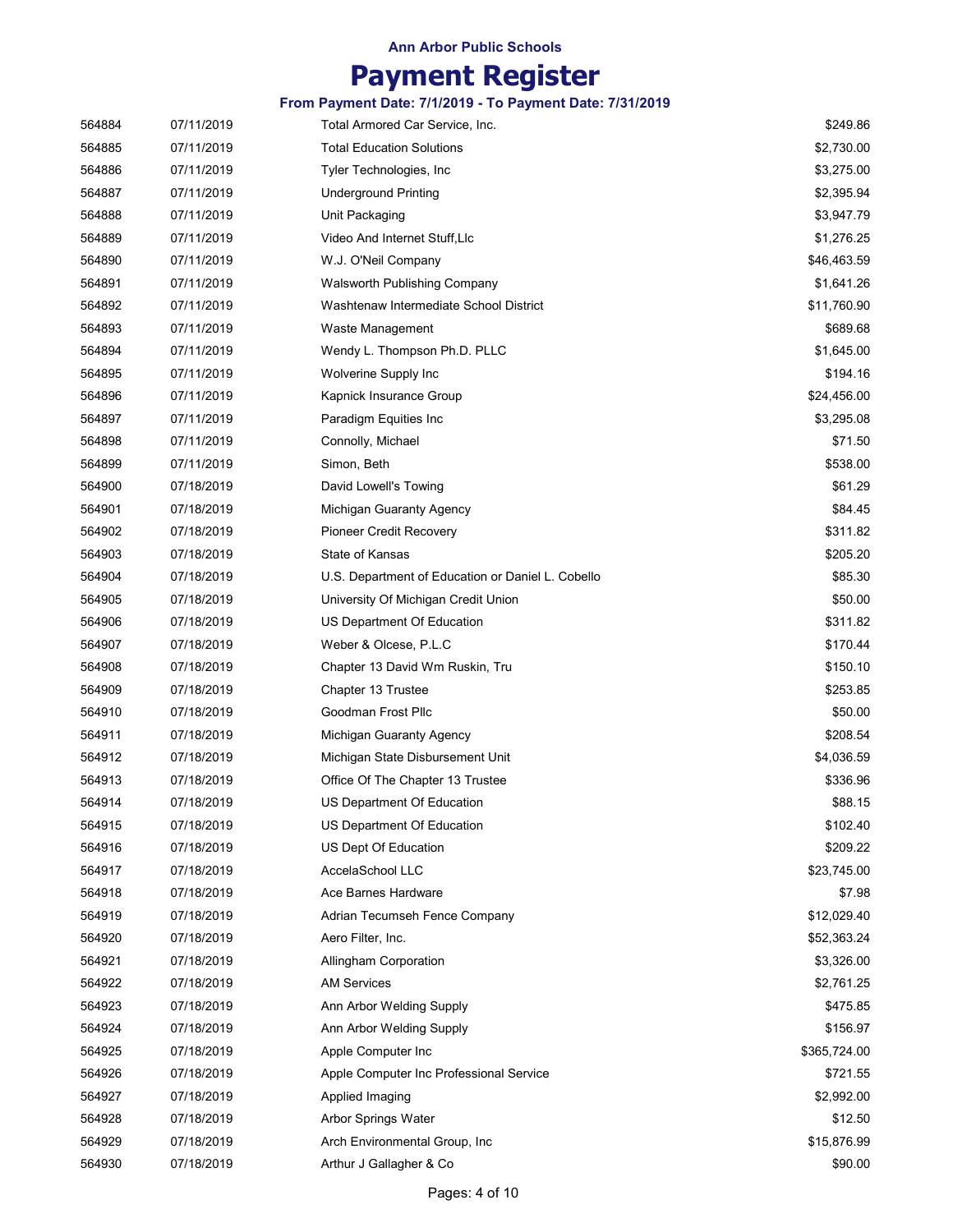**Ann Arbor Public Schools**

# Payment Register

### From Payment Date: 7/1/2019 - To Payment Date: 7/31/2019

| | | | |
|---|---|---|---|
| 564884 | 07/11/2019 | Total Armored Car Service, Inc. | $249.86 |
| 564885 | 07/11/2019 | Total Education Solutions | $2,730.00 |
| 564886 | 07/11/2019 | Tyler Technologies, Inc | $3,275.00 |
| 564887 | 07/11/2019 | Underground Printing | $2,395.94 |
| 564888 | 07/11/2019 | Unit Packaging | $3,947.79 |
| 564889 | 07/11/2019 | Video And Internet Stuff,Llc | $1,276.25 |
| 564890 | 07/11/2019 | W.J. O'Neil Company | $46,463.59 |
| 564891 | 07/11/2019 | Walsworth Publishing Company | $1,641.26 |
| 564892 | 07/11/2019 | Washtenaw Intermediate School District | $11,760.90 |
| 564893 | 07/11/2019 | Waste Management | $689.68 |
| 564894 | 07/11/2019 | Wendy L. Thompson Ph.D. PLLC | $1,645.00 |
| 564895 | 07/11/2019 | Wolverine Supply Inc | $194.16 |
| 564896 | 07/11/2019 | Kapnick Insurance Group | $24,456.00 |
| 564897 | 07/11/2019 | Paradigm Equities Inc | $3,295.08 |
| 564898 | 07/11/2019 | Connolly, Michael | $71.50 |
| 564899 | 07/11/2019 | Simon, Beth | $538.00 |
| 564900 | 07/18/2019 | David Lowell's Towing | $61.29 |
| 564901 | 07/18/2019 | Michigan Guaranty Agency | $84.45 |
| 564902 | 07/18/2019 | Pioneer Credit Recovery | $311.82 |
| 564903 | 07/18/2019 | State of Kansas | $205.20 |
| 564904 | 07/18/2019 | U.S. Department of Education or Daniel L. Cobello | $85.30 |
| 564905 | 07/18/2019 | University Of Michigan Credit Union | $50.00 |
| 564906 | 07/18/2019 | US Department Of Education | $311.82 |
| 564907 | 07/18/2019 | Weber & Olcese, P.L.C | $170.44 |
| 564908 | 07/18/2019 | Chapter 13 David Wm Ruskin, Tru | $150.10 |
| 564909 | 07/18/2019 | Chapter 13 Trustee | $253.85 |
| 564910 | 07/18/2019 | Goodman Frost Pllc | $50.00 |
| 564911 | 07/18/2019 | Michigan Guaranty Agency | $208.54 |
| 564912 | 07/18/2019 | Michigan State Disbursement Unit | $4,036.59 |
| 564913 | 07/18/2019 | Office Of The Chapter 13 Trustee | $336.96 |
| 564914 | 07/18/2019 | US Department Of Education | $88.15 |
| 564915 | 07/18/2019 | US Department Of Education | $102.40 |
| 564916 | 07/18/2019 | US Dept Of Education | $209.22 |
| 564917 | 07/18/2019 | AccelaSchool LLC | $23,745.00 |
| 564918 | 07/18/2019 | Ace Barnes Hardware | $7.98 |
| 564919 | 07/18/2019 | Adrian Tecumseh Fence Company | $12,029.40 |
| 564920 | 07/18/2019 | Aero Filter, Inc. | $52,363.24 |
| 564921 | 07/18/2019 | Allingham Corporation | $3,326.00 |
| 564922 | 07/18/2019 | AM Services | $2,761.25 |
| 564923 | 07/18/2019 | Ann Arbor Welding Supply | $475.85 |
| 564924 | 07/18/2019 | Ann Arbor Welding Supply | $156.97 |
| 564925 | 07/18/2019 | Apple Computer Inc | $365,724.00 |
| 564926 | 07/18/2019 | Apple Computer Inc Professional Service | $721.55 |
| 564927 | 07/18/2019 | Applied Imaging | $2,992.00 |
| 564928 | 07/18/2019 | Arbor Springs Water | $12.50 |
| 564929 | 07/18/2019 | Arch Environmental Group, Inc | $15,876.99 |
| 564930 | 07/18/2019 | Arthur J Gallagher & Co | $90.00 |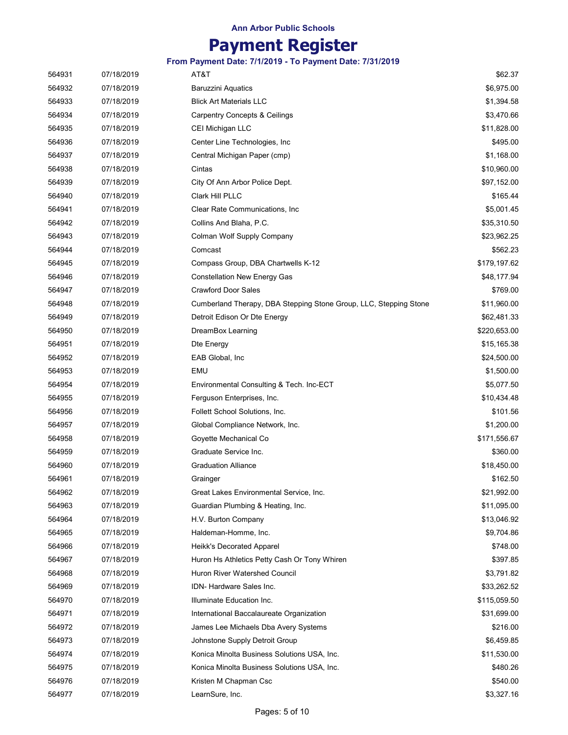Ann Arbor Public Schools

# Payment Register

**From Payment Date: 7/1/2019 - To Payment Date: 7/31/2019**

| | | | |
|---|---|---|---|
| 564931 | 07/18/2019 | AT&T | $62.37 |
| 564932 | 07/18/2019 | Baruzzini Aquatics | $6,975.00 |
| 564933 | 07/18/2019 | Blick Art Materials LLC | $1,394.58 |
| 564934 | 07/18/2019 | Carpentry Concepts & Ceilings | $3,470.66 |
| 564935 | 07/18/2019 | CEI Michigan LLC | $11,828.00 |
| 564936 | 07/18/2019 | Center Line Technologies, Inc | $495.00 |
| 564937 | 07/18/2019 | Central Michigan Paper (cmp) | $1,168.00 |
| 564938 | 07/18/2019 | Cintas | $10,960.00 |
| 564939 | 07/18/2019 | City Of Ann Arbor Police Dept. | $97,152.00 |
| 564940 | 07/18/2019 | Clark Hill PLLC | $165.44 |
| 564941 | 07/18/2019 | Clear Rate Communications, Inc | $5,001.45 |
| 564942 | 07/18/2019 | Collins And Blaha, P.C. | $35,310.50 |
| 564943 | 07/18/2019 | Colman Wolf Supply Company | $23,962.25 |
| 564944 | 07/18/2019 | Comcast | $562.23 |
| 564945 | 07/18/2019 | Compass Group, DBA Chartwells K-12 | $179,197.62 |
| 564946 | 07/18/2019 | Constellation New Energy Gas | $48,177.94 |
| 564947 | 07/18/2019 | Crawford Door Sales | $769.00 |
| 564948 | 07/18/2019 | Cumberland Therapy, DBA Stepping Stone Group, LLC, Stepping Stone | $11,960.00 |
| 564949 | 07/18/2019 | Detroit Edison Or Dte Energy | $62,481.33 |
| 564950 | 07/18/2019 | DreamBox Learning | $220,653.00 |
| 564951 | 07/18/2019 | Dte Energy | $15,165.38 |
| 564952 | 07/18/2019 | EAB Global, Inc | $24,500.00 |
| 564953 | 07/18/2019 | EMU | $1,500.00 |
| 564954 | 07/18/2019 | Environmental Consulting & Tech. Inc-ECT | $5,077.50 |
| 564955 | 07/18/2019 | Ferguson Enterprises, Inc. | $10,434.48 |
| 564956 | 07/18/2019 | Follett School Solutions, Inc. | $101.56 |
| 564957 | 07/18/2019 | Global Compliance Network, Inc. | $1,200.00 |
| 564958 | 07/18/2019 | Goyette Mechanical Co | $171,556.67 |
| 564959 | 07/18/2019 | Graduate Service Inc. | $360.00 |
| 564960 | 07/18/2019 | Graduation Alliance | $18,450.00 |
| 564961 | 07/18/2019 | Grainger | $162.50 |
| 564962 | 07/18/2019 | Great Lakes Environmental Service, Inc. | $21,992.00 |
| 564963 | 07/18/2019 | Guardian Plumbing & Heating, Inc. | $11,095.00 |
| 564964 | 07/18/2019 | H.V. Burton Company | $13,046.92 |
| 564965 | 07/18/2019 | Haldeman-Homme, Inc. | $9,704.86 |
| 564966 | 07/18/2019 | Heikk's Decorated Apparel | $748.00 |
| 564967 | 07/18/2019 | Huron Hs Athletics Petty Cash Or Tony Whiren | $397.85 |
| 564968 | 07/18/2019 | Huron River Watershed Council | $3,791.82 |
| 564969 | 07/18/2019 | IDN- Hardware Sales Inc. | $33,262.52 |
| 564970 | 07/18/2019 | Illuminate Education Inc. | $115,059.50 |
| 564971 | 07/18/2019 | International Baccalaureate Organization | $31,699.00 |
| 564972 | 07/18/2019 | James Lee Michaels Dba Avery Systems | $216.00 |
| 564973 | 07/18/2019 | Johnstone Supply Detroit Group | $6,459.85 |
| 564974 | 07/18/2019 | Konica Minolta Business Solutions USA, Inc. | $11,530.00 |
| 564975 | 07/18/2019 | Konica Minolta Business Solutions USA, Inc. | $480.26 |
| 564976 | 07/18/2019 | Kristen M Chapman Csc | $540.00 |
| 564977 | 07/18/2019 | LearnSure, Inc. | $3,327.16 |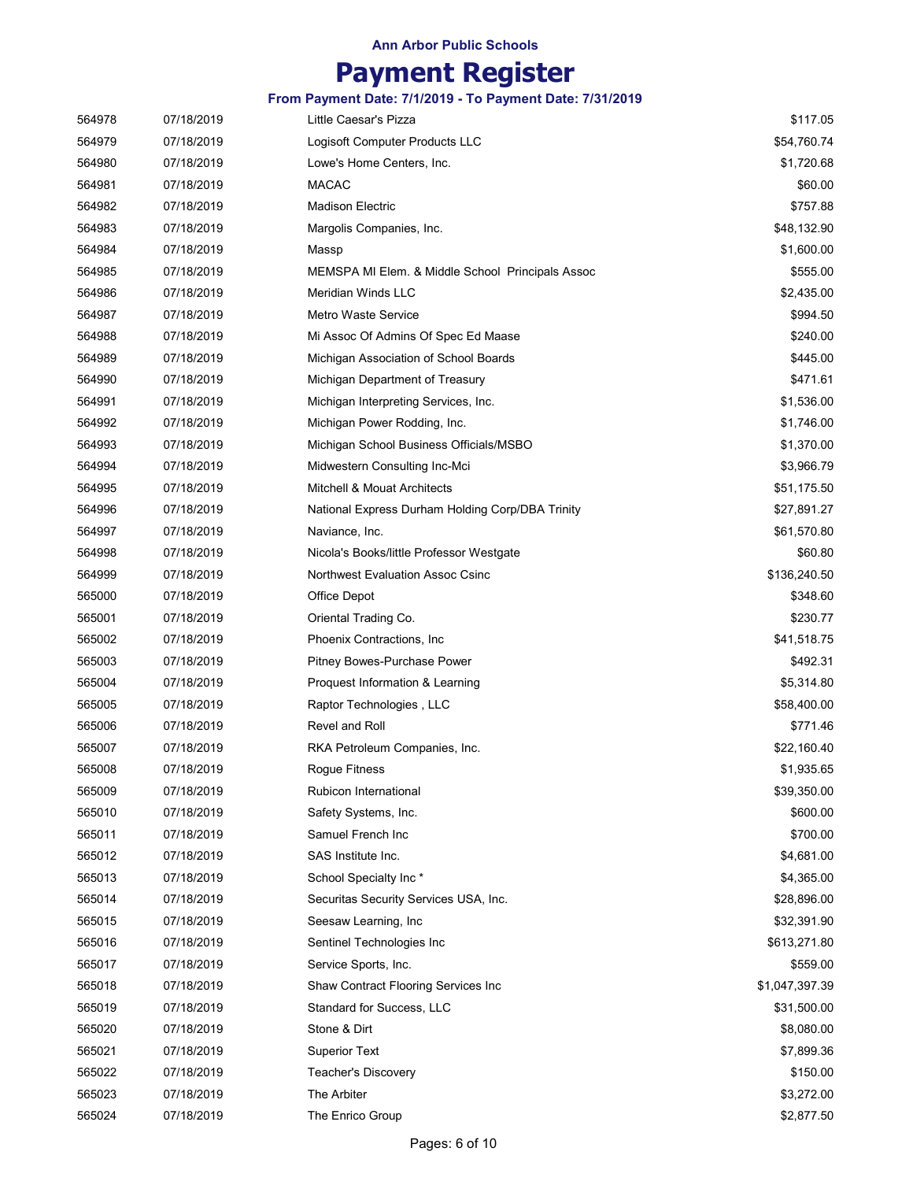Ann Arbor Public Schools

# Payment Register

### From Payment Date: 7/1/2019 - To Payment Date: 7/31/2019

| | | | |
|---|---|---|---|
| 564978 | 07/18/2019 | Little Caesar's Pizza | $117.05 |
| 564979 | 07/18/2019 | Logisoft Computer Products LLC | $54,760.74 |
| 564980 | 07/18/2019 | Lowe's Home Centers, Inc. | $1,720.68 |
| 564981 | 07/18/2019 | MACAC | $60.00 |
| 564982 | 07/18/2019 | Madison Electric | $757.88 |
| 564983 | 07/18/2019 | Margolis Companies, Inc. | $48,132.90 |
| 564984 | 07/18/2019 | Massp | $1,600.00 |
| 564985 | 07/18/2019 | MEMSPA MI Elem. & Middle School Principals Assoc | $555.00 |
| 564986 | 07/18/2019 | Meridian Winds LLC | $2,435.00 |
| 564987 | 07/18/2019 | Metro Waste Service | $994.50 |
| 564988 | 07/18/2019 | Mi Assoc Of Admins Of Spec Ed Maase | $240.00 |
| 564989 | 07/18/2019 | Michigan Association of School Boards | $445.00 |
| 564990 | 07/18/2019 | Michigan Department of Treasury | $471.61 |
| 564991 | 07/18/2019 | Michigan Interpreting Services, Inc. | $1,536.00 |
| 564992 | 07/18/2019 | Michigan Power Rodding, Inc. | $1,746.00 |
| 564993 | 07/18/2019 | Michigan School Business Officials/MSBO | $1,370.00 |
| 564994 | 07/18/2019 | Midwestern Consulting Inc-Mci | $3,966.79 |
| 564995 | 07/18/2019 | Mitchell & Mouat Architects | $51,175.50 |
| 564996 | 07/18/2019 | National Express Durham Holding Corp/DBA Trinity | $27,891.27 |
| 564997 | 07/18/2019 | Naviance, Inc. | $61,570.80 |
| 564998 | 07/18/2019 | Nicola's Books/little Professor Westgate | $60.80 |
| 564999 | 07/18/2019 | Northwest Evaluation Assoc Csinc | $136,240.50 |
| 565000 | 07/18/2019 | Office Depot | $348.60 |
| 565001 | 07/18/2019 | Oriental Trading Co. | $230.77 |
| 565002 | 07/18/2019 | Phoenix Contractions, Inc | $41,518.75 |
| 565003 | 07/18/2019 | Pitney Bowes-Purchase Power | $492.31 |
| 565004 | 07/18/2019 | Proquest Information & Learning | $5,314.80 |
| 565005 | 07/18/2019 | Raptor Technologies , LLC | $58,400.00 |
| 565006 | 07/18/2019 | Revel and Roll | $771.46 |
| 565007 | 07/18/2019 | RKA Petroleum Companies, Inc. | $22,160.40 |
| 565008 | 07/18/2019 | Rogue Fitness | $1,935.65 |
| 565009 | 07/18/2019 | Rubicon International | $39,350.00 |
| 565010 | 07/18/2019 | Safety Systems, Inc. | $600.00 |
| 565011 | 07/18/2019 | Samuel French Inc | $700.00 |
| 565012 | 07/18/2019 | SAS Institute Inc. | $4,681.00 |
| 565013 | 07/18/2019 | School Specialty Inc * | $4,365.00 |
| 565014 | 07/18/2019 | Securitas Security Services USA, Inc. | $28,896.00 |
| 565015 | 07/18/2019 | Seesaw Learning, Inc | $32,391.90 |
| 565016 | 07/18/2019 | Sentinel Technologies Inc | $613,271.80 |
| 565017 | 07/18/2019 | Service Sports, Inc. | $559.00 |
| 565018 | 07/18/2019 | Shaw Contract Flooring Services Inc | $1,047,397.39 |
| 565019 | 07/18/2019 | Standard for Success, LLC | $31,500.00 |
| 565020 | 07/18/2019 | Stone & Dirt | $8,080.00 |
| 565021 | 07/18/2019 | Superior Text | $7,899.36 |
| 565022 | 07/18/2019 | Teacher's Discovery | $150.00 |
| 565023 | 07/18/2019 | The Arbiter | $3,272.00 |
| 565024 | 07/18/2019 | The Enrico Group | $2,877.50 |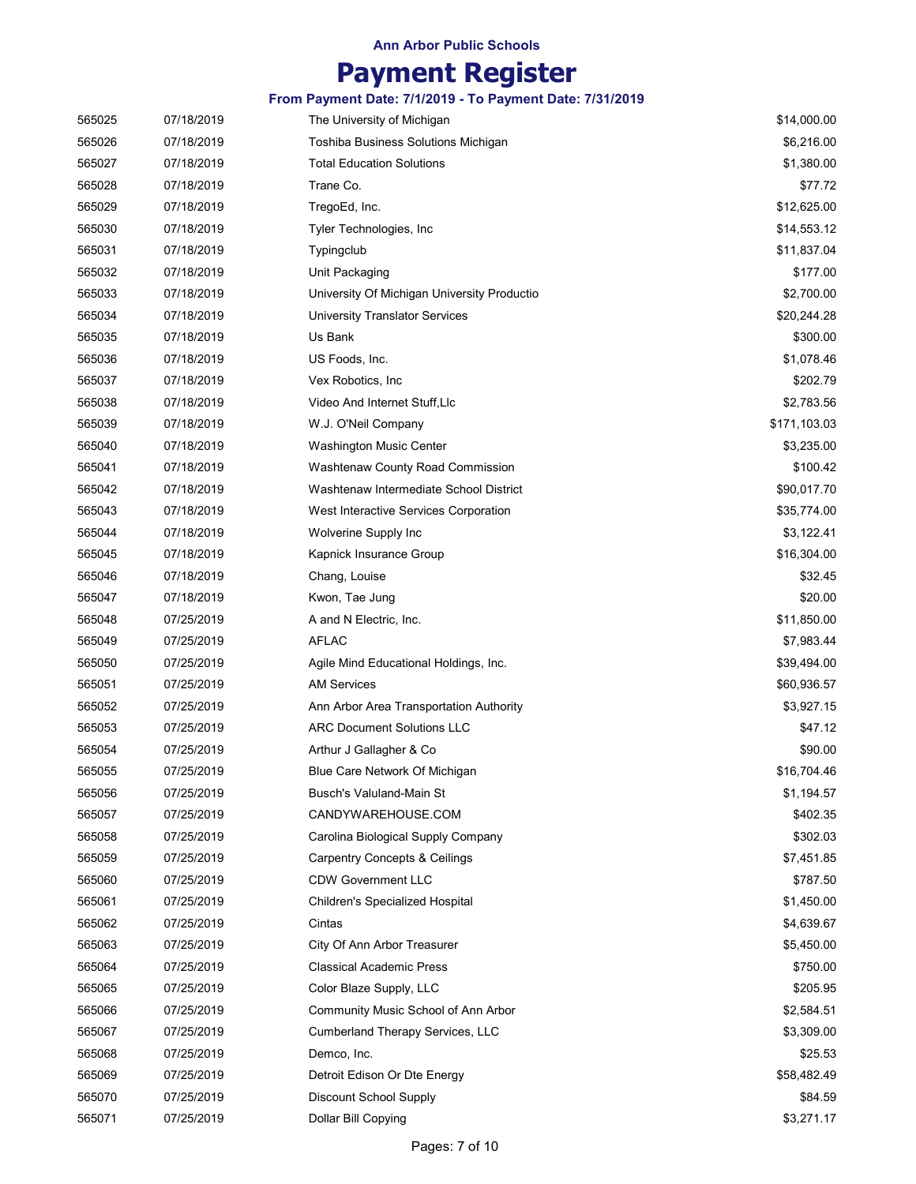# Ann Arbor Public Schools

## Payment Register

### From Payment Date: 7/1/2019 - To Payment Date: 7/31/2019

| | | | |
|---|---|---|---|
| 565025 | 07/18/2019 | The University of Michigan | $14,000.00 |
| 565026 | 07/18/2019 | Toshiba Business Solutions Michigan | $6,216.00 |
| 565027 | 07/18/2019 | Total Education Solutions | $1,380.00 |
| 565028 | 07/18/2019 | Trane Co. | $77.72 |
| 565029 | 07/18/2019 | TregoEd, Inc. | $12,625.00 |
| 565030 | 07/18/2019 | Tyler Technologies, Inc | $14,553.12 |
| 565031 | 07/18/2019 | Typingclub | $11,837.04 |
| 565032 | 07/18/2019 | Unit Packaging | $177.00 |
| 565033 | 07/18/2019 | University Of Michigan University Productio | $2,700.00 |
| 565034 | 07/18/2019 | University Translator Services | $20,244.28 |
| 565035 | 07/18/2019 | Us Bank | $300.00 |
| 565036 | 07/18/2019 | US Foods, Inc. | $1,078.46 |
| 565037 | 07/18/2019 | Vex Robotics, Inc | $202.79 |
| 565038 | 07/18/2019 | Video And Internet Stuff,Llc | $2,783.56 |
| 565039 | 07/18/2019 | W.J. O'Neil Company | $171,103.03 |
| 565040 | 07/18/2019 | Washington Music Center | $3,235.00 |
| 565041 | 07/18/2019 | Washtenaw County Road Commission | $100.42 |
| 565042 | 07/18/2019 | Washtenaw Intermediate School District | $90,017.70 |
| 565043 | 07/18/2019 | West Interactive Services Corporation | $35,774.00 |
| 565044 | 07/18/2019 | Wolverine Supply Inc | $3,122.41 |
| 565045 | 07/18/2019 | Kapnick Insurance Group | $16,304.00 |
| 565046 | 07/18/2019 | Chang, Louise | $32.45 |
| 565047 | 07/18/2019 | Kwon, Tae Jung | $20.00 |
| 565048 | 07/25/2019 | A and N Electric, Inc. | $11,850.00 |
| 565049 | 07/25/2019 | AFLAC | $7,983.44 |
| 565050 | 07/25/2019 | Agile Mind Educational Holdings, Inc. | $39,494.00 |
| 565051 | 07/25/2019 | AM Services | $60,936.57 |
| 565052 | 07/25/2019 | Ann Arbor Area Transportation Authority | $3,927.15 |
| 565053 | 07/25/2019 | ARC Document Solutions LLC | $47.12 |
| 565054 | 07/25/2019 | Arthur J Gallagher & Co | $90.00 |
| 565055 | 07/25/2019 | Blue Care Network Of Michigan | $16,704.46 |
| 565056 | 07/25/2019 | Busch's Valuland-Main St | $1,194.57 |
| 565057 | 07/25/2019 | CANDYWAREHOUSE.COM | $402.35 |
| 565058 | 07/25/2019 | Carolina Biological Supply Company | $302.03 |
| 565059 | 07/25/2019 | Carpentry Concepts & Ceilings | $7,451.85 |
| 565060 | 07/25/2019 | CDW Government LLC | $787.50 |
| 565061 | 07/25/2019 | Children's Specialized Hospital | $1,450.00 |
| 565062 | 07/25/2019 | Cintas | $4,639.67 |
| 565063 | 07/25/2019 | City Of Ann Arbor Treasurer | $5,450.00 |
| 565064 | 07/25/2019 | Classical Academic Press | $750.00 |
| 565065 | 07/25/2019 | Color Blaze Supply, LLC | $205.95 |
| 565066 | 07/25/2019 | Community Music School of Ann Arbor | $2,584.51 |
| 565067 | 07/25/2019 | Cumberland Therapy Services, LLC | $3,309.00 |
| 565068 | 07/25/2019 | Demco, Inc. | $25.53 |
| 565069 | 07/25/2019 | Detroit Edison Or Dte Energy | $58,482.49 |
| 565070 | 07/25/2019 | Discount School Supply | $84.59 |
| 565071 | 07/25/2019 | Dollar Bill Copying | $3,271.17 |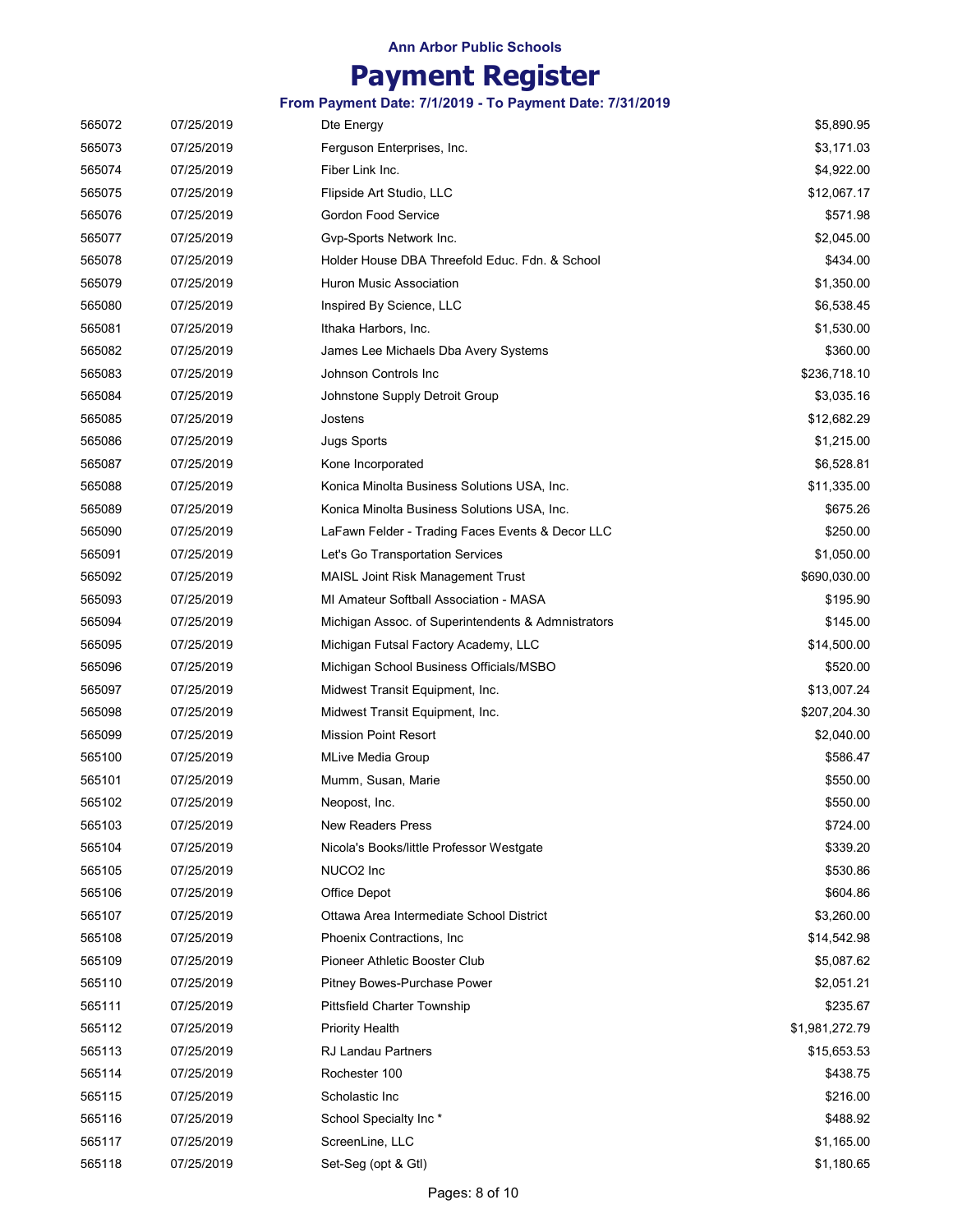**Ann Arbor Public Schools**

# Payment Register

**From Payment Date: 7/1/2019 - To Payment Date: 7/31/2019**

| | | | |
|---|---|---|---|
| 565072 | 07/25/2019 | Dte Energy | $5,890.95 |
| 565073 | 07/25/2019 | Ferguson Enterprises, Inc. | $3,171.03 |
| 565074 | 07/25/2019 | Fiber Link Inc. | $4,922.00 |
| 565075 | 07/25/2019 | Flipside Art Studio, LLC | $12,067.17 |
| 565076 | 07/25/2019 | Gordon Food Service | $571.98 |
| 565077 | 07/25/2019 | Gvp-Sports Network Inc. | $2,045.00 |
| 565078 | 07/25/2019 | Holder House DBA Threefold Educ. Fdn. & School | $434.00 |
| 565079 | 07/25/2019 | Huron Music Association | $1,350.00 |
| 565080 | 07/25/2019 | Inspired By Science, LLC | $6,538.45 |
| 565081 | 07/25/2019 | Ithaka Harbors, Inc. | $1,530.00 |
| 565082 | 07/25/2019 | James Lee Michaels Dba Avery Systems | $360.00 |
| 565083 | 07/25/2019 | Johnson Controls Inc | $236,718.10 |
| 565084 | 07/25/2019 | Johnstone Supply Detroit Group | $3,035.16 |
| 565085 | 07/25/2019 | Jostens | $12,682.29 |
| 565086 | 07/25/2019 | Jugs Sports | $1,215.00 |
| 565087 | 07/25/2019 | Kone Incorporated | $6,528.81 |
| 565088 | 07/25/2019 | Konica Minolta Business Solutions USA, Inc. | $11,335.00 |
| 565089 | 07/25/2019 | Konica Minolta Business Solutions USA, Inc. | $675.26 |
| 565090 | 07/25/2019 | LaFawn Felder - Trading Faces Events & Decor LLC | $250.00 |
| 565091 | 07/25/2019 | Let's Go Transportation Services | $1,050.00 |
| 565092 | 07/25/2019 | MAISL Joint Risk Management Trust | $690,030.00 |
| 565093 | 07/25/2019 | MI Amateur Softball Association - MASA | $195.90 |
| 565094 | 07/25/2019 | Michigan Assoc. of Superintendents & Admnistrators | $145.00 |
| 565095 | 07/25/2019 | Michigan Futsal Factory Academy, LLC | $14,500.00 |
| 565096 | 07/25/2019 | Michigan School Business Officials/MSBO | $520.00 |
| 565097 | 07/25/2019 | Midwest Transit Equipment, Inc. | $13,007.24 |
| 565098 | 07/25/2019 | Midwest Transit Equipment, Inc. | $207,204.30 |
| 565099 | 07/25/2019 | Mission Point Resort | $2,040.00 |
| 565100 | 07/25/2019 | MLive Media Group | $586.47 |
| 565101 | 07/25/2019 | Mumm, Susan, Marie | $550.00 |
| 565102 | 07/25/2019 | Neopost, Inc. | $550.00 |
| 565103 | 07/25/2019 | New Readers Press | $724.00 |
| 565104 | 07/25/2019 | Nicola's Books/little Professor Westgate | $339.20 |
| 565105 | 07/25/2019 | NUCO2 Inc | $530.86 |
| 565106 | 07/25/2019 | Office Depot | $604.86 |
| 565107 | 07/25/2019 | Ottawa Area Intermediate School District | $3,260.00 |
| 565108 | 07/25/2019 | Phoenix Contractions, Inc | $14,542.98 |
| 565109 | 07/25/2019 | Pioneer Athletic Booster Club | $5,087.62 |
| 565110 | 07/25/2019 | Pitney Bowes-Purchase Power | $2,051.21 |
| 565111 | 07/25/2019 | Pittsfield Charter Township | $235.67 |
| 565112 | 07/25/2019 | Priority Health | $1,981,272.79 |
| 565113 | 07/25/2019 | RJ Landau Partners | $15,653.53 |
| 565114 | 07/25/2019 | Rochester 100 | $438.75 |
| 565115 | 07/25/2019 | Scholastic Inc | $216.00 |
| 565116 | 07/25/2019 | School Specialty Inc * | $488.92 |
| 565117 | 07/25/2019 | ScreenLine, LLC | $1,165.00 |
| 565118 | 07/25/2019 | Set-Seg (opt & Gtl) | $1,180.65 |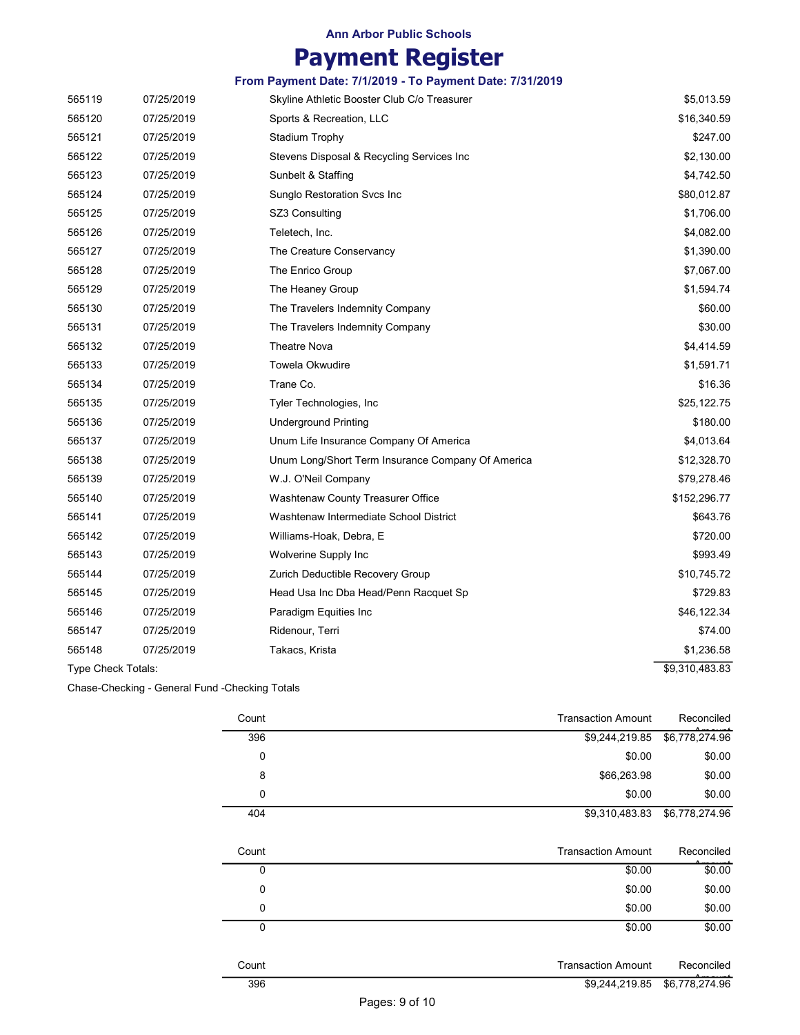Ann Arbor Public Schools

# Payment Register

**From Payment Date: 7/1/2019 - To Payment Date: 7/31/2019**

| | | | |
|---|---|---|---|
| 565119 | 07/25/2019 | Skyline Athletic Booster Club C/o Treasurer | $5,013.59 |
| 565120 | 07/25/2019 | Sports & Recreation, LLC | $16,340.59 |
| 565121 | 07/25/2019 | Stadium Trophy | $247.00 |
| 565122 | 07/25/2019 | Stevens Disposal & Recycling Services Inc | $2,130.00 |
| 565123 | 07/25/2019 | Sunbelt & Staffing | $4,742.50 |
| 565124 | 07/25/2019 | Sunglo Restoration Svcs Inc | $80,012.87 |
| 565125 | 07/25/2019 | SZ3 Consulting | $1,706.00 |
| 565126 | 07/25/2019 | Teletech, Inc. | $4,082.00 |
| 565127 | 07/25/2019 | The Creature Conservancy | $1,390.00 |
| 565128 | 07/25/2019 | The Enrico Group | $7,067.00 |
| 565129 | 07/25/2019 | The Heaney Group | $1,594.74 |
| 565130 | 07/25/2019 | The Travelers Indemnity Company | $60.00 |
| 565131 | 07/25/2019 | The Travelers Indemnity Company | $30.00 |
| 565132 | 07/25/2019 | Theatre Nova | $4,414.59 |
| 565133 | 07/25/2019 | Towela Okwudire | $1,591.71 |
| 565134 | 07/25/2019 | Trane Co. | $16.36 |
| 565135 | 07/25/2019 | Tyler Technologies, Inc | $25,122.75 |
| 565136 | 07/25/2019 | Underground Printing | $180.00 |
| 565137 | 07/25/2019 | Unum Life Insurance Company Of America | $4,013.64 |
| 565138 | 07/25/2019 | Unum Long/Short Term Insurance Company Of America | $12,328.70 |
| 565139 | 07/25/2019 | W.J. O'Neil Company | $79,278.46 |
| 565140 | 07/25/2019 | Washtenaw County Treasurer Office | $152,296.77 |
| 565141 | 07/25/2019 | Washtenaw Intermediate School District | $643.76 |
| 565142 | 07/25/2019 | Williams-Hoak, Debra, E | $720.00 |
| 565143 | 07/25/2019 | Wolverine Supply Inc | $993.49 |
| 565144 | 07/25/2019 | Zurich Deductible Recovery Group | $10,745.72 |
| 565145 | 07/25/2019 | Head Usa Inc Dba Head/Penn Racquet Sp | $729.83 |
| 565146 | 07/25/2019 | Paradigm Equities Inc | $46,122.34 |
| 565147 | 07/25/2019 | Ridenour, Terri | $74.00 |
| 565148 | 07/25/2019 | Takacs, Krista | $1,236.58 |
| Type Check Totals: | | | $9,310,483.83 |

Chase-Checking - General Fund -Checking Totals

| Count | Transaction Amount | Reconciled Amount |
|---|---|---|
| 396 | $9,244,219.85 | $6,778,274.96 |
| 0 | $0.00 | $0.00 |
| 8 | $66,263.98 | $0.00 |
| 0 | $0.00 | $0.00 |
| 404 | $9,310,483.83 | $6,778,274.96 |

| Count | Transaction Amount | Reconciled Amount |
|---|---|---|
| 0 | $0.00 | $0.00 |
| 0 | $0.00 | $0.00 |
| 0 | $0.00 | $0.00 |
| 0 | $0.00 | $0.00 |

| Count | Transaction Amount | Reconciled Amount |
|---|---|---|
| 396 | $9,244,219.85 | $6,778,274.96 |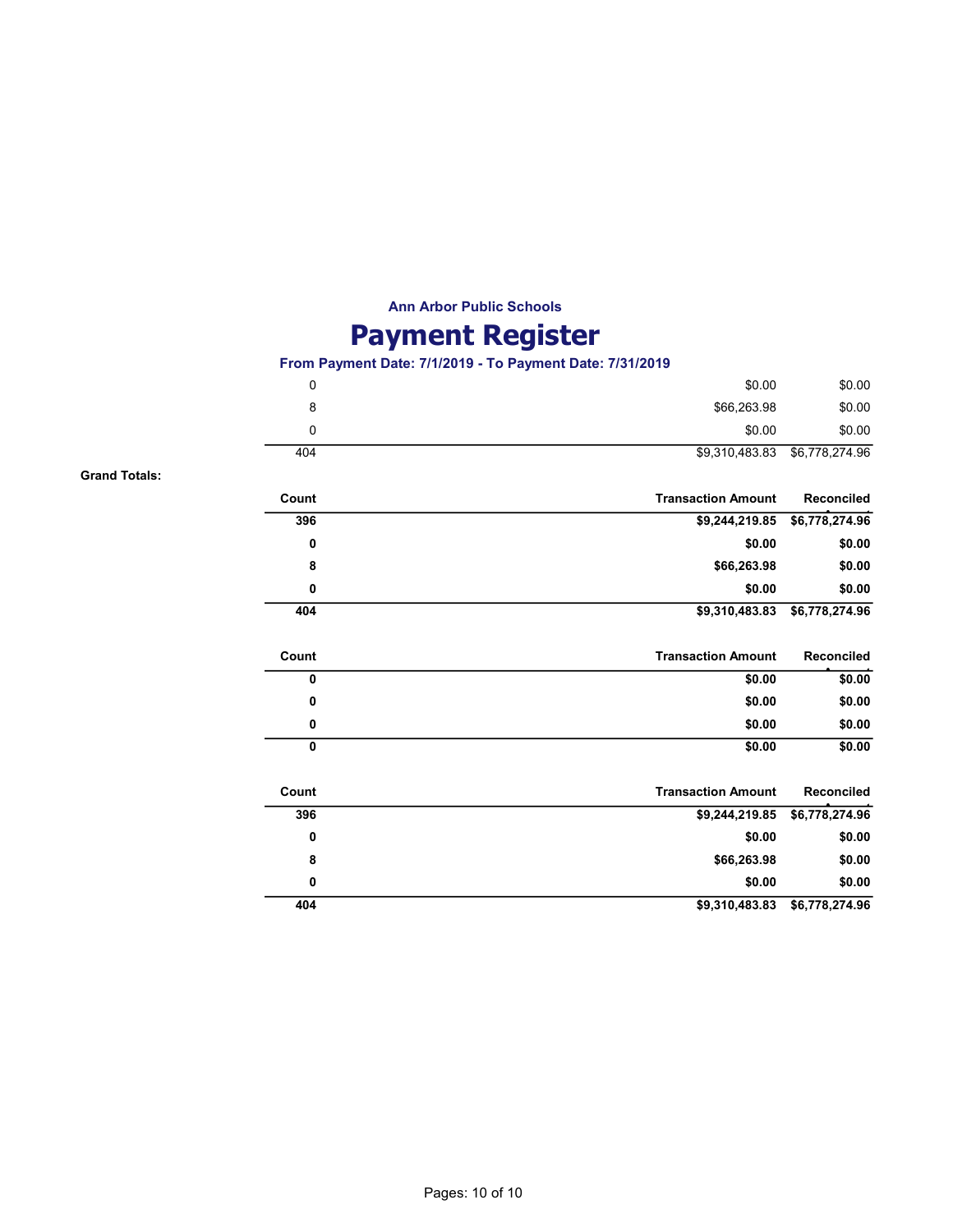Ann Arbor Public Schools

# Payment Register

**From Payment Date: 7/1/2019 - To Payment Date: 7/31/2019**

| | | |
|---|---|---|
| 0 | $0.00 | $0.00 |
| 8 | $66,263.98 | $0.00 |
| 0 | $0.00 | $0.00 |
| 404 | $9,310,483.83 | $6,778,274.96 |

**Grand Totals:**

| Count | Transaction Amount | Reconciled |
|---|---|---|
| **396** | **$9,244,219.85** | **$6,778,274.96** |
| **0** | **$0.00** | **$0.00** |
| **8** | **$66,263.98** | **$0.00** |
| **0** | **$0.00** | **$0.00** |
| **404** | **$9,310,483.83** | **$6,778,274.96** |

| Count | Transaction Amount | Reconciled |
|---|---|---|
| **0** | **$0.00** | **$0.00** |
| **0** | **$0.00** | **$0.00** |
| **0** | **$0.00** | **$0.00** |
| **0** | **$0.00** | **$0.00** |

| Count | Transaction Amount | Reconciled |
|---|---|---|
| **396** | **$9,244,219.85** | **$6,778,274.96** |
| **0** | **$0.00** | **$0.00** |
| **8** | **$66,263.98** | **$0.00** |
| **0** | **$0.00** | **$0.00** |
| **404** | **$9,310,483.83** | **$6,778,274.96** |